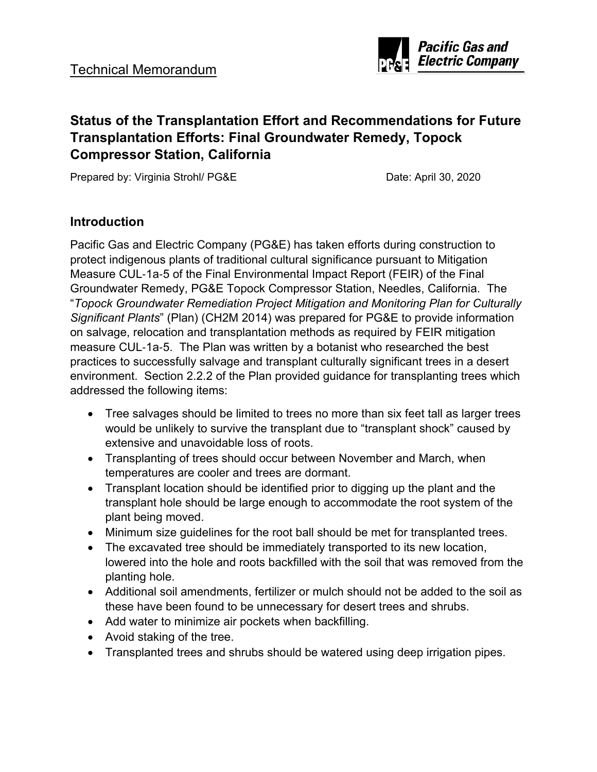Technical Memorandum

# Status of the Transplantation Effort and Recommendations for Future Transplantation Efforts: Final Groundwater Remedy, Topock Compressor Station, California

Prepared by: Virginia Strohl/ PG&E Date: April 30, 2020

## Introduction

Pacific Gas and Electric Company (PG&E) has taken efforts during construction to protect indigenous plants of traditional cultural significance pursuant to Mitigation Measure CUL-1a-5 of the Final Environmental Impact Report (FEIR) of the Final Groundwater Remedy, PG&E Topock Compressor Station, Needles, California. The "*Topock Groundwater Remediation Project Mitigation and Monitoring Plan for Culturally Significant Plants*" (Plan) (CH2M 2014) was prepared for PG&E to provide information on salvage, relocation and transplantation methods as required by FEIR mitigation measure CUL-1a-5. The Plan was written by a botanist who researched the best practices to successfully salvage and transplant culturally significant trees in a desert environment. Section 2.2.2 of the Plan provided guidance for transplanting trees which addressed the following items:

- Tree salvages should be limited to trees no more than six feet tall as larger trees would be unlikely to survive the transplant due to "transplant shock" caused by extensive and unavoidable loss of roots.
- Transplanting of trees should occur between November and March, when temperatures are cooler and trees are dormant.
- Transplant location should be identified prior to digging up the plant and the transplant hole should be large enough to accommodate the root system of the plant being moved.
- Minimum size guidelines for the root ball should be met for transplanted trees.
- The excavated tree should be immediately transported to its new location, lowered into the hole and roots backfilled with the soil that was removed from the planting hole.
- Additional soil amendments, fertilizer or mulch should not be added to the soil as these have been found to be unnecessary for desert trees and shrubs.
- Add water to minimize air pockets when backfilling.
- Avoid staking of the tree.
- Transplanted trees and shrubs should be watered using deep irrigation pipes.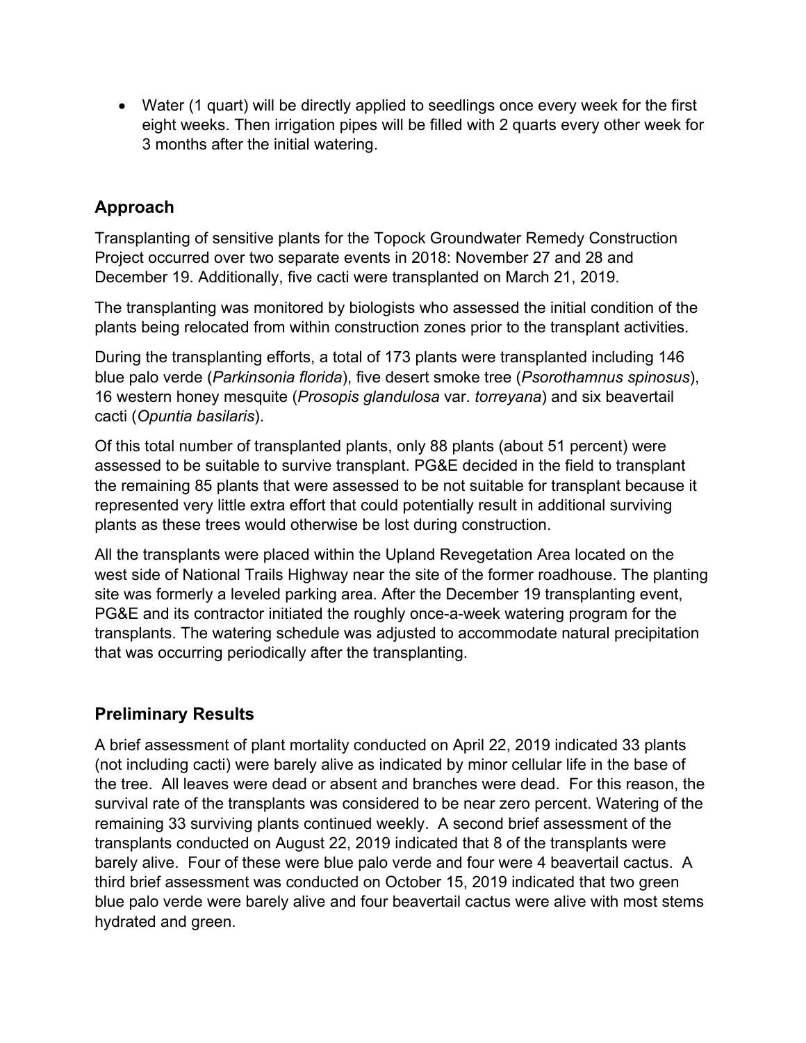- Water (1 quart) will be directly applied to seedlings once every week for the first eight weeks. Then irrigation pipes will be filled with 2 quarts every other week for 3 months after the initial watering.

## Approach

Transplanting of sensitive plants for the Topock Groundwater Remedy Construction Project occurred over two separate events in 2018: November 27 and 28 and December 19. Additionally, five cacti were transplanted on March 21, 2019.

The transplanting was monitored by biologists who assessed the initial condition of the plants being relocated from within construction zones prior to the transplant activities.

During the transplanting efforts, a total of 173 plants were transplanted including 146 blue palo verde (*Parkinsonia florida*), five desert smoke tree (*Psorothamnus spinosus*), 16 western honey mesquite (*Prosopis glandulosa* var. *torreyana*) and six beavertail cacti (*Opuntia basilaris*).

Of this total number of transplanted plants, only 88 plants (about 51 percent) were assessed to be suitable to survive transplant. PG&E decided in the field to transplant the remaining 85 plants that were assessed to be not suitable for transplant because it represented very little extra effort that could potentially result in additional surviving plants as these trees would otherwise be lost during construction.

All the transplants were placed within the Upland Revegetation Area located on the west side of National Trails Highway near the site of the former roadhouse. The planting site was formerly a leveled parking area. After the December 19 transplanting event, PG&E and its contractor initiated the roughly once-a-week watering program for the transplants. The watering schedule was adjusted to accommodate natural precipitation that was occurring periodically after the transplanting.

## Preliminary Results

A brief assessment of plant mortality conducted on April 22, 2019 indicated 33 plants (not including cacti) were barely alive as indicated by minor cellular life in the base of the tree. All leaves were dead or absent and branches were dead. For this reason, the survival rate of the transplants was considered to be near zero percent. Watering of the remaining 33 surviving plants continued weekly. A second brief assessment of the transplants conducted on August 22, 2019 indicated that 8 of the transplants were barely alive. Four of these were blue palo verde and four were 4 beavertail cactus. A third brief assessment was conducted on October 15, 2019 indicated that two green blue palo verde were barely alive and four beavertail cactus were alive with most stems hydrated and green.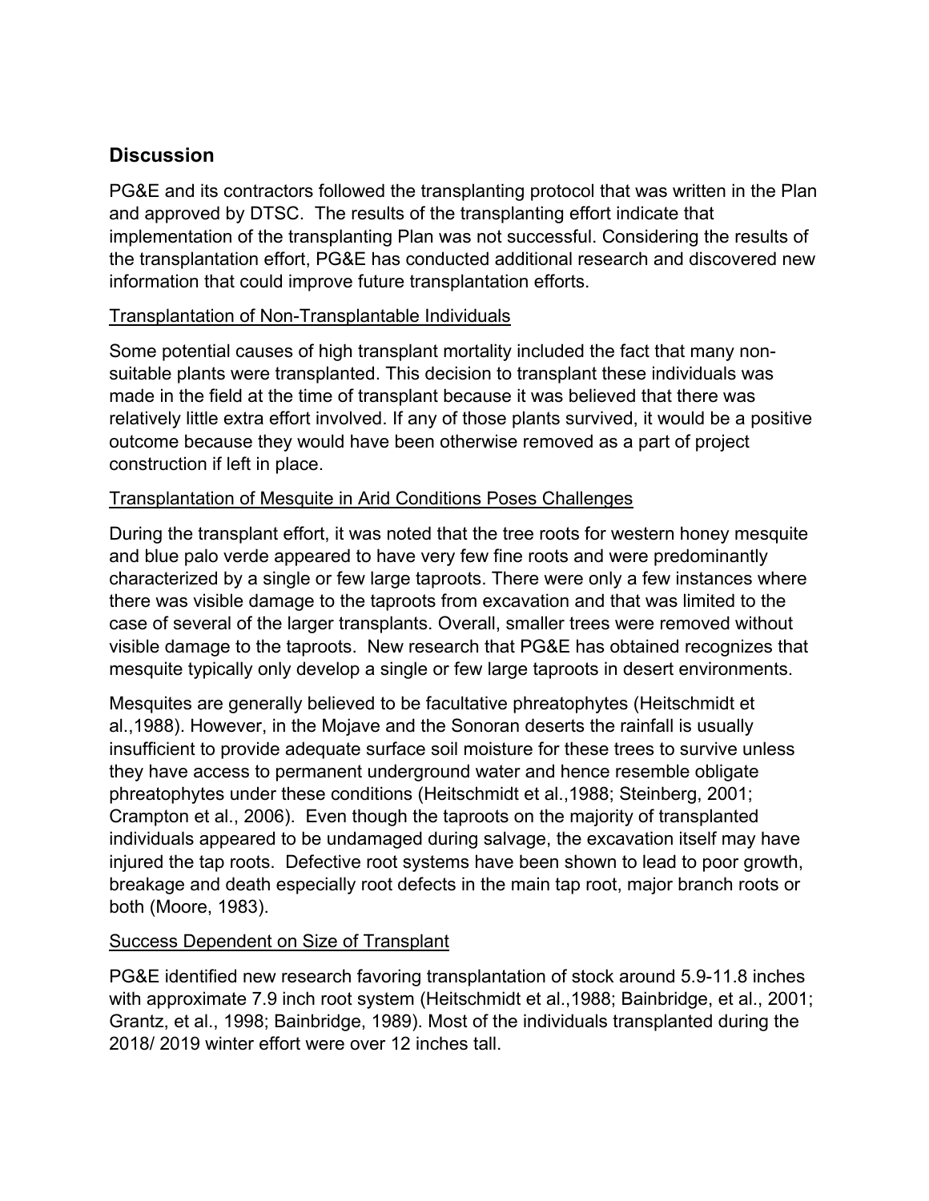## Discussion

PG&E and its contractors followed the transplanting protocol that was written in the Plan and approved by DTSC. The results of the transplanting effort indicate that implementation of the transplanting Plan was not successful. Considering the results of the transplantation effort, PG&E has conducted additional research and discovered new information that could improve future transplantation efforts.

<u>Transplantation of Non-Transplantable Individuals</u>

Some potential causes of high transplant mortality included the fact that many non-suitable plants were transplanted. This decision to transplant these individuals was made in the field at the time of transplant because it was believed that there was relatively little extra effort involved. If any of those plants survived, it would be a positive outcome because they would have been otherwise removed as a part of project construction if left in place.

<u>Transplantation of Mesquite in Arid Conditions Poses Challenges</u>

During the transplant effort, it was noted that the tree roots for western honey mesquite and blue palo verde appeared to have very few fine roots and were predominantly characterized by a single or few large taproots. There were only a few instances where there was visible damage to the taproots from excavation and that was limited to the case of several of the larger transplants. Overall, smaller trees were removed without visible damage to the taproots. New research that PG&E has obtained recognizes that mesquite typically only develop a single or few large taproots in desert environments.

Mesquites are generally believed to be facultative phreatophytes (Heitschmidt et al.,1988). However, in the Mojave and the Sonoran deserts the rainfall is usually insufficient to provide adequate surface soil moisture for these trees to survive unless they have access to permanent underground water and hence resemble obligate phreatophytes under these conditions (Heitschmidt et al.,1988; Steinberg, 2001; Crampton et al., 2006). Even though the taproots on the majority of transplanted individuals appeared to be undamaged during salvage, the excavation itself may have injured the tap roots. Defective root systems have been shown to lead to poor growth, breakage and death especially root defects in the main tap root, major branch roots or both (Moore, 1983).

<u>Success Dependent on Size of Transplant</u>

PG&E identified new research favoring transplantation of stock around 5.9-11.8 inches with approximate 7.9 inch root system (Heitschmidt et al.,1988; Bainbridge, et al., 2001; Grantz, et al., 1998; Bainbridge, 1989). Most of the individuals transplanted during the 2018/ 2019 winter effort were over 12 inches tall.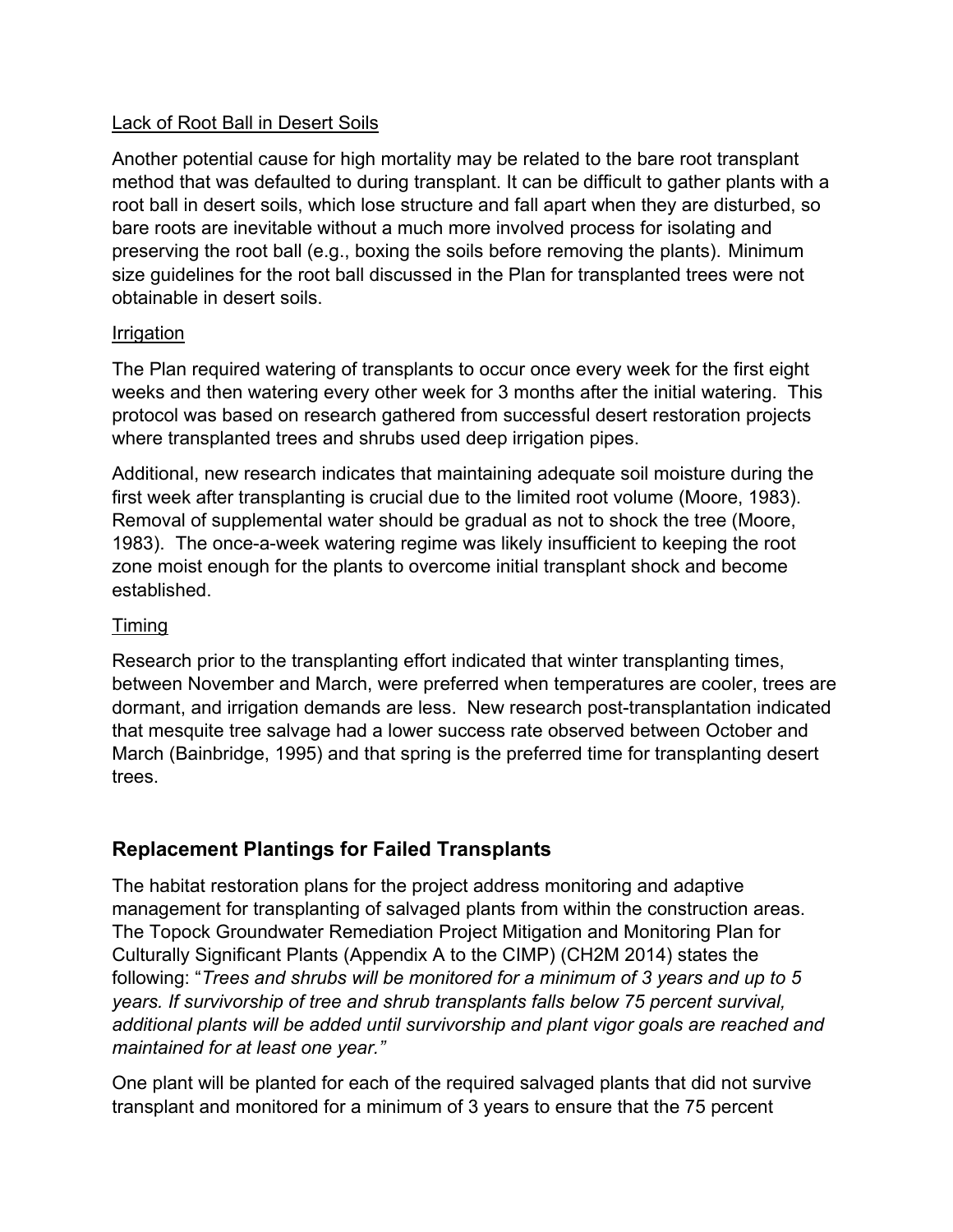Lack of Root Ball in Desert Soils

Another potential cause for high mortality may be related to the bare root transplant method that was defaulted to during transplant. It can be difficult to gather plants with a root ball in desert soils, which lose structure and fall apart when they are disturbed, so bare roots are inevitable without a much more involved process for isolating and preserving the root ball (e.g., boxing the soils before removing the plants). Minimum size guidelines for the root ball discussed in the Plan for transplanted trees were not obtainable in desert soils.

Irrigation

The Plan required watering of transplants to occur once every week for the first eight weeks and then watering every other week for 3 months after the initial watering. This protocol was based on research gathered from successful desert restoration projects where transplanted trees and shrubs used deep irrigation pipes.

Additional, new research indicates that maintaining adequate soil moisture during the first week after transplanting is crucial due to the limited root volume (Moore, 1983). Removal of supplemental water should be gradual as not to shock the tree (Moore, 1983). The once-a-week watering regime was likely insufficient to keeping the root zone moist enough for the plants to overcome initial transplant shock and become established.

Timing

Research prior to the transplanting effort indicated that winter transplanting times, between November and March, were preferred when temperatures are cooler, trees are dormant, and irrigation demands are less. New research post-transplantation indicated that mesquite tree salvage had a lower success rate observed between October and March (Bainbridge, 1995) and that spring is the preferred time for transplanting desert trees.

## Replacement Plantings for Failed Transplants

The habitat restoration plans for the project address monitoring and adaptive management for transplanting of salvaged plants from within the construction areas. The Topock Groundwater Remediation Project Mitigation and Monitoring Plan for Culturally Significant Plants (Appendix A to the CIMP) (CH2M 2014) states the following: "*Trees and shrubs will be monitored for a minimum of 3 years and up to 5 years. If survivorship of tree and shrub transplants falls below 75 percent survival, additional plants will be added until survivorship and plant vigor goals are reached and maintained for at least one year.*"

One plant will be planted for each of the required salvaged plants that did not survive transplant and monitored for a minimum of 3 years to ensure that the 75 percent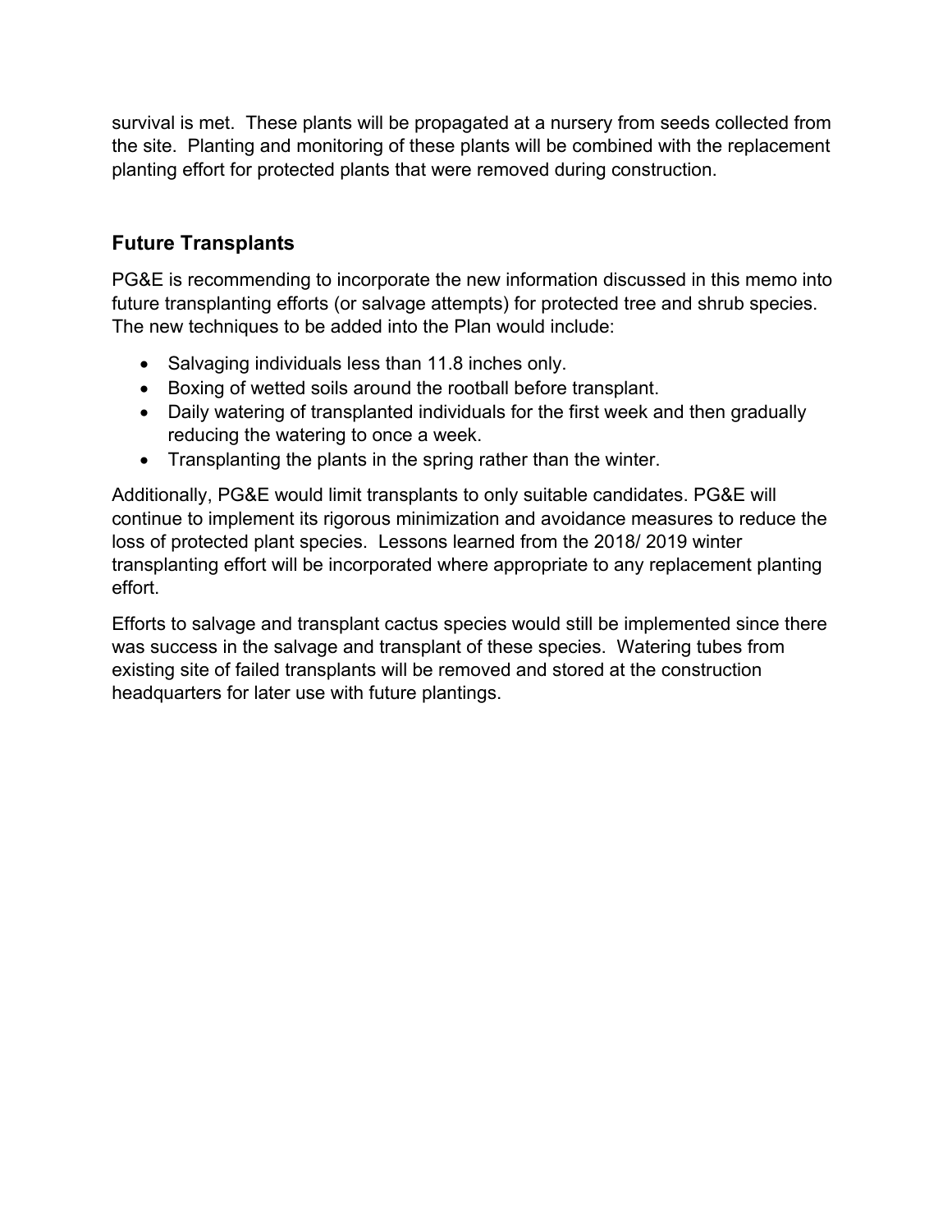survival is met. These plants will be propagated at a nursery from seeds collected from the site. Planting and monitoring of these plants will be combined with the replacement planting effort for protected plants that were removed during construction.

## Future Transplants

PG&E is recommending to incorporate the new information discussed in this memo into future transplanting efforts (or salvage attempts) for protected tree and shrub species. The new techniques to be added into the Plan would include:

- Salvaging individuals less than 11.8 inches only.
- Boxing of wetted soils around the rootball before transplant.
- Daily watering of transplanted individuals for the first week and then gradually reducing the watering to once a week.
- Transplanting the plants in the spring rather than the winter.

Additionally, PG&E would limit transplants to only suitable candidates. PG&E will continue to implement its rigorous minimization and avoidance measures to reduce the loss of protected plant species. Lessons learned from the 2018/ 2019 winter transplanting effort will be incorporated where appropriate to any replacement planting effort.

Efforts to salvage and transplant cactus species would still be implemented since there was success in the salvage and transplant of these species. Watering tubes from existing site of failed transplants will be removed and stored at the construction headquarters for later use with future plantings.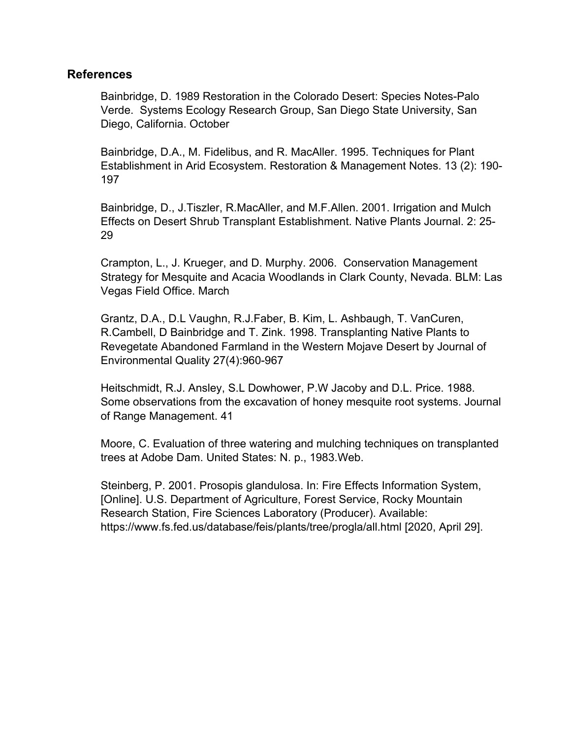## References

Bainbridge, D. 1989 Restoration in the Colorado Desert: Species Notes-Palo Verde. Systems Ecology Research Group, San Diego State University, San Diego, California. October

Bainbridge, D.A., M. Fidelibus, and R. MacAller. 1995. Techniques for Plant Establishment in Arid Ecosystem. Restoration & Management Notes. 13 (2): 190-197

Bainbridge, D., J.Tiszler, R.MacAller, and M.F.Allen. 2001. Irrigation and Mulch Effects on Desert Shrub Transplant Establishment. Native Plants Journal. 2: 25-29

Crampton, L., J. Krueger, and D. Murphy. 2006. Conservation Management Strategy for Mesquite and Acacia Woodlands in Clark County, Nevada. BLM: Las Vegas Field Office. March

Grantz, D.A., D.L Vaughn, R.J.Faber, B. Kim, L. Ashbaugh, T. VanCuren, R.Cambell, D Bainbridge and T. Zink. 1998. Transplanting Native Plants to Revegetate Abandoned Farmland in the Western Mojave Desert by Journal of Environmental Quality 27(4):960-967

Heitschmidt, R.J. Ansley, S.L Dowhower, P.W Jacoby and D.L. Price. 1988. Some observations from the excavation of honey mesquite root systems. Journal of Range Management. 41

Moore, C. Evaluation of three watering and mulching techniques on transplanted trees at Adobe Dam. United States: N. p., 1983.Web.

Steinberg, P. 2001. Prosopis glandulosa. In: Fire Effects Information System, [Online]. U.S. Department of Agriculture, Forest Service, Rocky Mountain Research Station, Fire Sciences Laboratory (Producer). Available: https://www.fs.fed.us/database/feis/plants/tree/progla/all.html [2020, April 29].